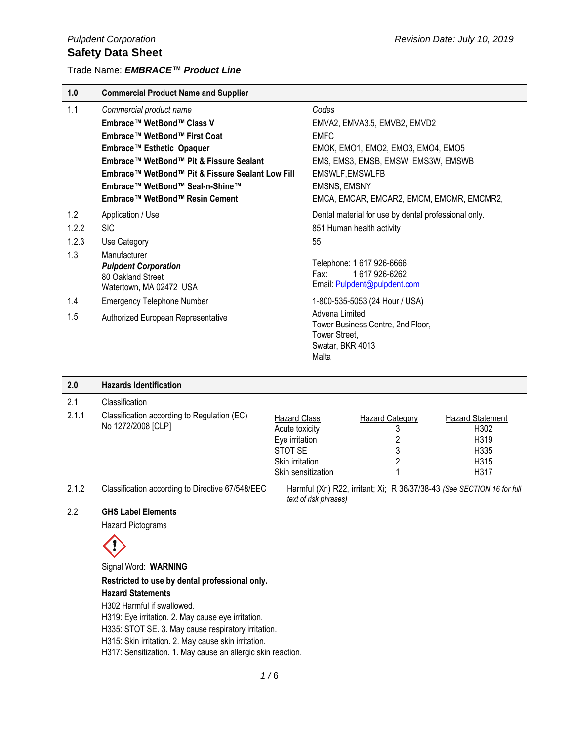*Pulpdent Corporation* | *Revision Date: July 10, 2019*

# Safety Data Sheet

Trade Name: ***EMBRACE™ Product Line***

## 1.0 Commercial Product Name and Supplier

| | | |
|---|---|---|
| 1.1 | *Commercial product name* | *Codes* |
| | **Embrace™ WetBond™ Class V** | EMVA2, EMVA3.5, EMVB2, EMVD2 |
| | **Embrace™ WetBond™ First Coat** | EMFC |
| | **Embrace™ Esthetic Opaquer** | EMOK, EMO1, EMO2, EMO3, EMO4, EMO5 |
| | **Embrace™ WetBond™ Pit & Fissure Sealant** | EMS, EMS3, EMSB, EMSW, EMS3W, EMSWB |
| | **Embrace™ WetBond™ Pit & Fissure Sealant Low Fill** | EMSWLF,EMSWLFB |
| | **Embrace™ WetBond™ Seal-n-Shine™** | EMSNS, EMSNY |
| | **Embrace™ WetBond™ Resin Cement** | EMCA, EMCAR, EMCAR2, EMCM, EMCMR, EMCMR2, |
| 1.2 | Application / Use | Dental material for use by dental professional only. |
| 1.2.2 | SIC | 851 Human health activity |
| 1.2.3 | Use Category | 55 |
| 1.3 | Manufacturer<br>***Pulpdent Corporation***<br>80 Oakland Street<br>Watertown, MA 02472 USA | Telephone: 1 617 926-6666<br>Fax: 1 617 926-6262<br>Email: Pulpdent@pulpdent.com |
| 1.4 | Emergency Telephone Number | 1-800-535-5053 (24 Hour / USA) |
| 1.5 | Authorized European Representative | Advena Limited<br>Tower Business Centre, 2nd Floor,<br>Tower Street,<br>Swatar, BKR 4013<br>Malta |

## 2.0 Hazards Identification

2.1 Classification

2.1.1 Classification according to Regulation (EC) No 1272/2008 [CLP]

| Hazard Class | Hazard Category | Hazard Statement |
|---|---|---|
| Acute toxicity | 3 | H302 |
| Eye irritation | 2 | H319 |
| STOT SE | 3 | H335 |
| Skin irritation | 2 | H315 |
| Skin sensitization | 1 | H317 |

2.1.2 Classification according to Directive 67/548/EEC: Harmful (Xn) R22, irritant; Xi; R 36/37/38-43 *(See SECTION 16 for full text of risk phrases)*

2.2 **GHS Label Elements**

Hazard Pictograms

Signal Word: **WARNING**

**Restricted to use by dental professional only.**

**Hazard Statements**

H302 Harmful if swallowed.
H319: Eye irritation. 2. May cause eye irritation.
H335: STOT SE. 3. May cause respiratory irritation.
H315: Skin irritation. 2. May cause skin irritation.
H317: Sensitization. 1. May cause an allergic skin reaction.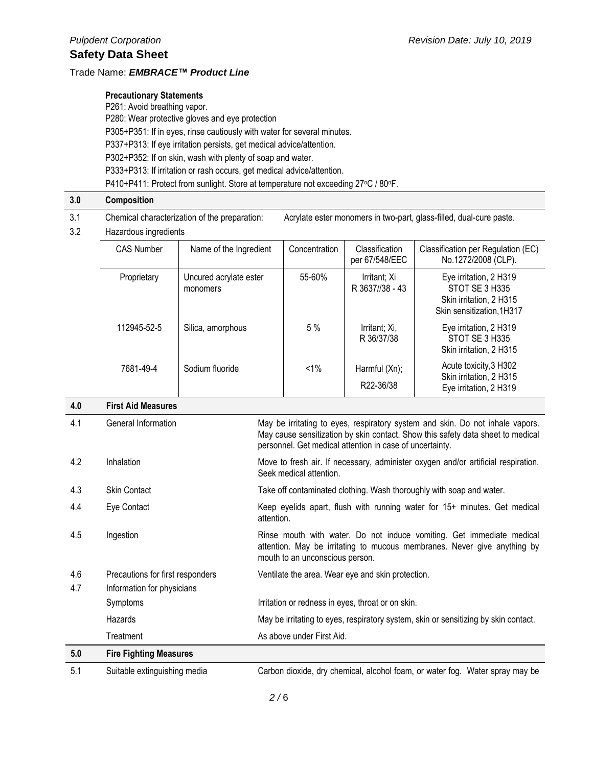**Precautionary Statements**

P261: Avoid breathing vapor.
P280: Wear protective gloves and eye protection
P305+P351: If in eyes, rinse cautiously with water for several minutes.
P337+P313: If eye irritation persists, get medical advice/attention.
P302+P352: If on skin, wash with plenty of soap and water.
P333+P313: If irritation or rash occurs, get medical advice/attention.
P410+P411: Protect from sunlight. Store at temperature not exceeding 27°C / 80°F.

## 3.0 Composition

3.1 Chemical characterization of the preparation: Acrylate ester monomers in two-part, glass-filled, dual-cure paste.

3.2 Hazardous ingredients

| CAS Number | Name of the Ingredient | Concentration | Classification per 67/548/EEC | Classification per Regulation (EC) No.1272/2008 (CLP). |
|---|---|---|---|---|
| Proprietary | Uncured acrylate ester monomers | 55-60% | Irritant; Xi R 3637//38 - 43 | Eye irritation, 2 H319<br>STOT SE 3 H335<br>Skin irritation, 2 H315<br>Skin sensitization,1H317 |
| 112945-52-5 | Silica, amorphous | 5 % | Irritant; Xi, R 36/37/38 | Eye irritation, 2 H319<br>STOT SE 3 H335<br>Skin irritation, 2 H315 |
| 7681-49-4 | Sodium fluoride | <1% | Harmful (Xn); R22-36/38 | Acute toxicity,3 H302<br>Skin irritation, 2 H315<br>Eye irritation, 2 H319 |

## 4.0 First Aid Measures

| | | |
|---|---|---|
| 4.1 | General Information | May be irritating to eyes, respiratory system and skin. Do not inhale vapors. May cause sensitization by skin contact. Show this safety data sheet to medical personnel. Get medical attention in case of uncertainty. |
| 4.2 | Inhalation | Move to fresh air. If necessary, administer oxygen and/or artificial respiration. Seek medical attention. |
| 4.3 | Skin Contact | Take off contaminated clothing. Wash thoroughly with soap and water. |
| 4.4 | Eye Contact | Keep eyelids apart, flush with running water for 15+ minutes. Get medical attention. |
| 4.5 | Ingestion | Rinse mouth with water. Do not induce vomiting. Get immediate medical attention. May be irritating to mucous membranes. Never give anything by mouth to an unconscious person. |
| 4.6 | Precautions for first responders | Ventilate the area. Wear eye and skin protection. |
| 4.7 | Information for physicians | |
| | Symptoms | Irritation or redness in eyes, throat or on skin. |
| | Hazards | May be irritating to eyes, respiratory system, skin or sensitizing by skin contact. |
| | Treatment | As above under First Aid. |

## 5.0 Fire Fighting Measures

5.1 Suitable extinguishing media — Carbon dioxide, dry chemical, alcohol foam, or water fog. Water spray may be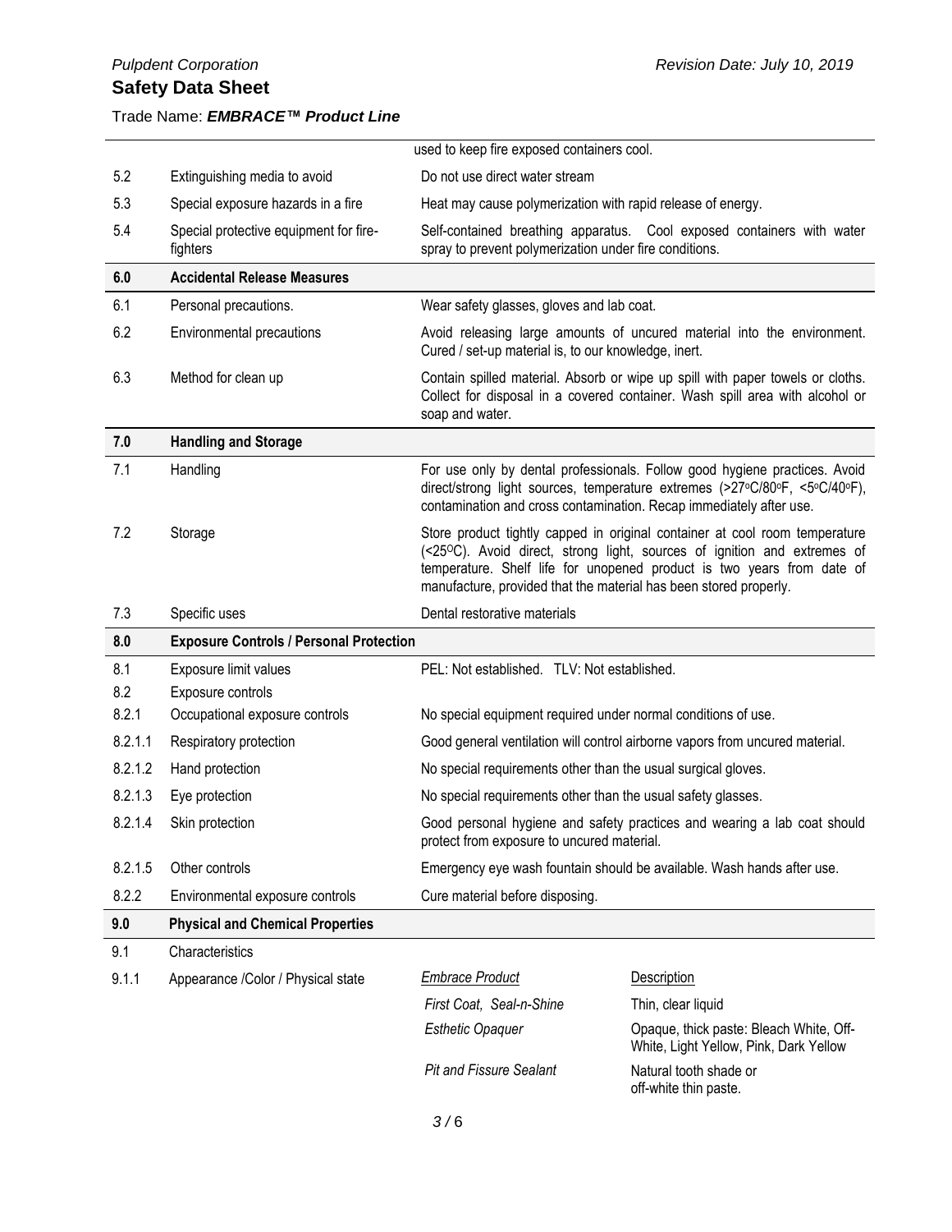| | | used to keep fire exposed containers cool. |
|---|---|---|
| 5.2 | Extinguishing media to avoid | Do not use direct water stream |
| 5.3 | Special exposure hazards in a fire | Heat may cause polymerization with rapid release of energy. |
| 5.4 | Special protective equipment for fire-fighters | Self-contained breathing apparatus. Cool exposed containers with water spray to prevent polymerization under fire conditions. |
| **6.0** | **Accidental Release Measures** | |
| 6.1 | Personal precautions. | Wear safety glasses, gloves and lab coat. |
| 6.2 | Environmental precautions | Avoid releasing large amounts of uncured material into the environment. Cured / set-up material is, to our knowledge, inert. |
| 6.3 | Method for clean up | Contain spilled material. Absorb or wipe up spill with paper towels or cloths. Collect for disposal in a covered container. Wash spill area with alcohol or soap and water. |
| **7.0** | **Handling and Storage** | |
| 7.1 | Handling | For use only by dental professionals. Follow good hygiene practices. Avoid direct/strong light sources, temperature extremes (>27°C/80°F, <5°C/40°F), contamination and cross contamination. Recap immediately after use. |
| 7.2 | Storage | Store product tightly capped in original container at cool room temperature (<25°C). Avoid direct, strong light, sources of ignition and extremes of temperature. Shelf life for unopened product is two years from date of manufacture, provided that the material has been stored properly. |
| 7.3 | Specific uses | Dental restorative materials |
| **8.0** | **Exposure Controls / Personal Protection** | |
| 8.1 | Exposure limit values | PEL: Not established. TLV: Not established. |
| 8.2 | Exposure controls | |
| 8.2.1 | Occupational exposure controls | No special equipment required under normal conditions of use. |
| 8.2.1.1 | Respiratory protection | Good general ventilation will control airborne vapors from uncured material. |
| 8.2.1.2 | Hand protection | No special requirements other than the usual surgical gloves. |
| 8.2.1.3 | Eye protection | No special requirements other than the usual safety glasses. |
| 8.2.1.4 | Skin protection | Good personal hygiene and safety practices and wearing a lab coat should protect from exposure to uncured material. |
| 8.2.1.5 | Other controls | Emergency eye wash fountain should be available. Wash hands after use. |
| 8.2.2 | Environmental exposure controls | Cure material before disposing. |
| **9.0** | **Physical and Chemical Properties** | |
| 9.1 | Characteristics | |

**9.1.1 Appearance /Color / Physical state**

| *Embrace Product* | Description |
|---|---|
| *First Coat, Seal-n-Shine* | Thin, clear liquid |
| *Esthetic Opaquer* | Opaque, thick paste: Bleach White, Off-White, Light Yellow, Pink, Dark Yellow |
| *Pit and Fissure Sealant* | Natural tooth shade or off-white thin paste. |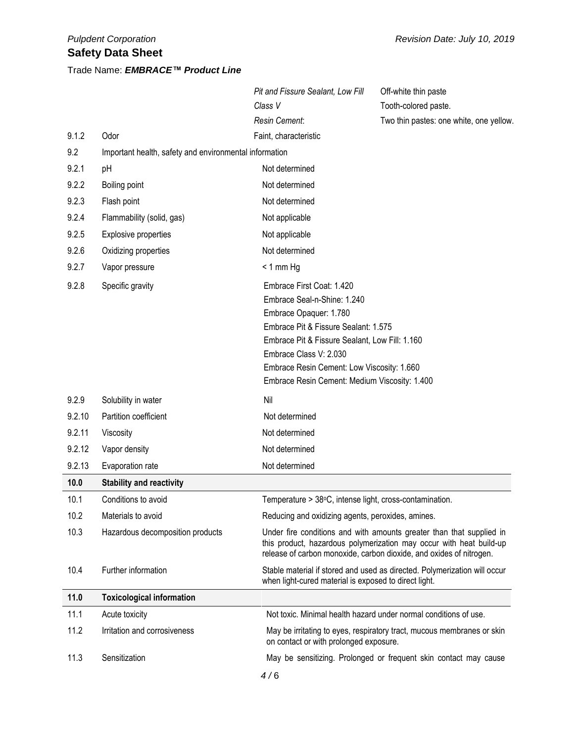| | | | |
|---|---|---|---|
| | | *Pit and Fissure Sealant, Low Fill* | Off-white thin paste |
| | | *Class V* | Tooth-colored paste. |
| | | *Resin Cement*: | Two thin pastes: one white, one yellow. |
| 9.1.2 | Odor | Faint, characteristic | |
| 9.2 | Important health, safety and environmental information | | |
| 9.2.1 | pH | Not determined | |
| 9.2.2 | Boiling point | Not determined | |
| 9.2.3 | Flash point | Not determined | |
| 9.2.4 | Flammability (solid, gas) | Not applicable | |
| 9.2.5 | Explosive properties | Not applicable | |
| 9.2.6 | Oxidizing properties | Not determined | |
| 9.2.7 | Vapor pressure | < 1 mm Hg | |
| 9.2.8 | Specific gravity | Embrace First Coat: 1.420<br>Embrace Seal-n-Shine: 1.240<br>Embrace Opaquer: 1.780<br>Embrace Pit & Fissure Sealant: 1.575<br>Embrace Pit & Fissure Sealant, Low Fill: 1.160<br>Embrace Class V: 2.030<br>Embrace Resin Cement: Low Viscosity: 1.660<br>Embrace Resin Cement: Medium Viscosity: 1.400 | |
| 9.2.9 | Solubility in water | Nil | |
| 9.2.10 | Partition coefficient | Not determined | |
| 9.2.11 | Viscosity | Not determined | |
| 9.2.12 | Vapor density | Not determined | |
| 9.2.13 | Evaporation rate | Not determined | |

| | | |
|---|---|---|
| **10.0** | **Stability and reactivity** | |
| 10.1 | Conditions to avoid | Temperature > 38°C, intense light, cross-contamination. |
| 10.2 | Materials to avoid | Reducing and oxidizing agents, peroxides, amines. |
| 10.3 | Hazardous decomposition products | Under fire conditions and with amounts greater than that supplied in this product, hazardous polymerization may occur with heat build-up release of carbon monoxide, carbon dioxide, and oxides of nitrogen. |
| 10.4 | Further information | Stable material if stored and used as directed. Polymerization will occur when light-cured material is exposed to direct light. |

| | | |
|---|---|---|
| **11.0** | **Toxicological information** | |
| 11.1 | Acute toxicity | Not toxic. Minimal health hazard under normal conditions of use. |
| 11.2 | Irritation and corrosiveness | May be irritating to eyes, respiratory tract, mucous membranes or skin on contact or with prolonged exposure. |
| 11.3 | Sensitization | May be sensitizing. Prolonged or frequent skin contact may cause |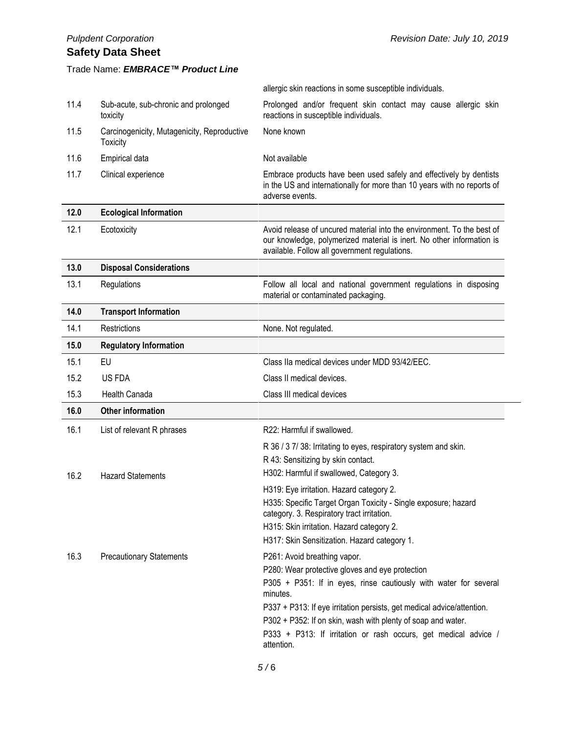| | | allergic skin reactions in some susceptible individuals. |
|---|---|---|
| 11.4 | Sub-acute, sub-chronic and prolonged toxicity | Prolonged and/or frequent skin contact may cause allergic skin reactions in susceptible individuals. |
| 11.5 | Carcinogenicity, Mutagenicity, Reproductive Toxicity | None known |
| 11.6 | Empirical data | Not available |
| 11.7 | Clinical experience | Embrace products have been used safely and effectively by dentists in the US and internationally for more than 10 years with no reports of adverse events. |
| **12.0** | **Ecological Information** | |
| 12.1 | Ecotoxicity | Avoid release of uncured material into the environment. To the best of our knowledge, polymerized material is inert. No other information is available. Follow all government regulations. |
| **13.0** | **Disposal Considerations** | |
| 13.1 | Regulations | Follow all local and national government regulations in disposing material or contaminated packaging. |
| **14.0** | **Transport Information** | |
| 14.1 | Restrictions | None. Not regulated. |
| **15.0** | **Regulatory Information** | |
| 15.1 | EU | Class IIa medical devices under MDD 93/42/EEC. |
| 15.2 | US FDA | Class II medical devices. |
| 15.3 | Health Canada | Class III medical devices |
| **16.0** | **Other information** | |
| 16.1 | List of relevant R phrases | R22: Harmful if swallowed.<br>R 36 / 3 7/ 38: Irritating to eyes, respiratory system and skin.<br>R 43: Sensitizing by skin contact. |
| 16.2 | Hazard Statements | H302: Harmful if swallowed, Category 3.<br>H319: Eye irritation. Hazard category 2.<br>H335: Specific Target Organ Toxicity - Single exposure; hazard category. 3. Respiratory tract irritation.<br>H315: Skin irritation. Hazard category 2.<br>H317: Skin Sensitization. Hazard category 1. |
| 16.3 | Precautionary Statements | P261: Avoid breathing vapor.<br>P280: Wear protective gloves and eye protection<br>P305 + P351: If in eyes, rinse cautiously with water for several minutes.<br>P337 + P313: If eye irritation persists, get medical advice/attention.<br>P302 + P352: If on skin, wash with plenty of soap and water.<br>P333 + P313: If irritation or rash occurs, get medical advice / attention. |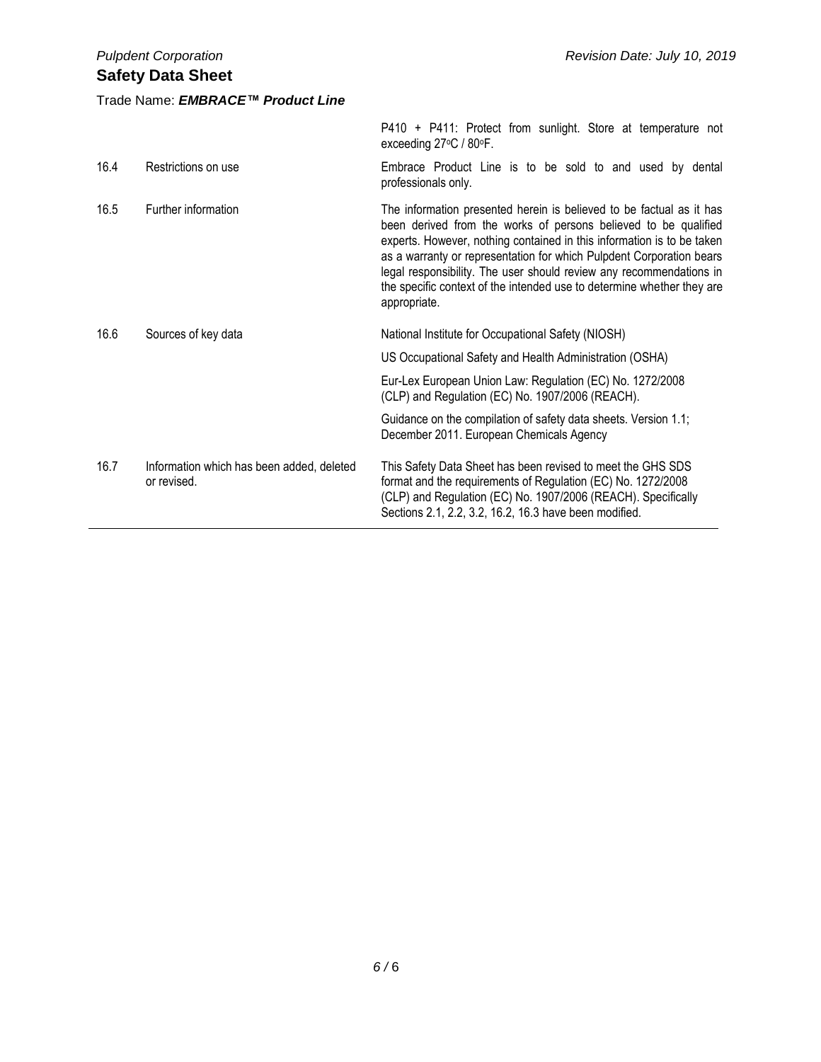| | | |
|---|---|---|
| | | P410 + P411: Protect from sunlight. Store at temperature not exceeding 27°C / 80°F. |
| 16.4 | Restrictions on use | Embrace Product Line is to be sold to and used by dental professionals only. |
| 16.5 | Further information | The information presented herein is believed to be factual as it has been derived from the works of persons believed to be qualified experts. However, nothing contained in this information is to be taken as a warranty or representation for which Pulpdent Corporation bears legal responsibility. The user should review any recommendations in the specific context of the intended use to determine whether they are appropriate. |
| 16.6 | Sources of key data | National Institute for Occupational Safety (NIOSH)<br><br>US Occupational Safety and Health Administration (OSHA)<br><br>Eur-Lex European Union Law: Regulation (EC) No. 1272/2008 (CLP) and Regulation (EC) No. 1907/2006 (REACH).<br><br>Guidance on the compilation of safety data sheets. Version 1.1; December 2011. European Chemicals Agency |
| 16.7 | Information which has been added, deleted or revised. | This Safety Data Sheet has been revised to meet the GHS SDS format and the requirements of Regulation (EC) No. 1272/2008 (CLP) and Regulation (EC) No. 1907/2006 (REACH). Specifically Sections 2.1, 2.2, 3.2, 16.2, 16.3 have been modified. |